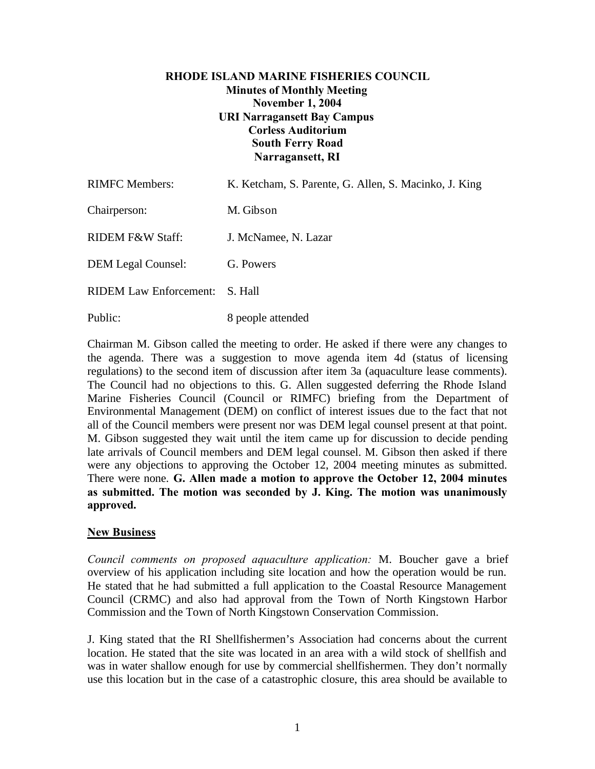**RHODE ISLAND MARINE FISHERIES COUNCIL**
**Minutes of Monthly Meeting**
**November 1, 2004**
**URI Narragansett Bay Campus**
**Corless Auditorium**
**South Ferry Road**
**Narragansett, RI**

| | |
|---|---|
| RIMFC Members: | K. Ketcham, S. Parente, G. Allen, S. Macinko, J. King |
| Chairperson: | M. Gibson |
| RIDEM F&W Staff: | J. McNamee, N. Lazar |
| DEM Legal Counsel: | G. Powers |
| RIDEM Law Enforcement: | S. Hall |
| Public: | 8 people attended |

Chairman M. Gibson called the meeting to order. He asked if there were any changes to the agenda. There was a suggestion to move agenda item 4d (status of licensing regulations) to the second item of discussion after item 3a (aquaculture lease comments). The Council had no objections to this. G. Allen suggested deferring the Rhode Island Marine Fisheries Council (Council or RIMFC) briefing from the Department of Environmental Management (DEM) on conflict of interest issues due to the fact that not all of the Council members were present nor was DEM legal counsel present at that point. M. Gibson suggested they wait until the item came up for discussion to decide pending late arrivals of Council members and DEM legal counsel. M. Gibson then asked if there were any objections to approving the October 12, 2004 meeting minutes as submitted. There were none. **G. Allen made a motion to approve the October 12, 2004 minutes as submitted. The motion was seconded by J. King. The motion was unanimously approved.**

## New Business

*Council comments on proposed aquaculture application:* M. Boucher gave a brief overview of his application including site location and how the operation would be run. He stated that he had submitted a full application to the Coastal Resource Management Council (CRMC) and also had approval from the Town of North Kingstown Harbor Commission and the Town of North Kingstown Conservation Commission.

J. King stated that the RI Shellfishermen's Association had concerns about the current location. He stated that the site was located in an area with a wild stock of shellfish and was in water shallow enough for use by commercial shellfishermen. They don't normally use this location but in the case of a catastrophic closure, this area should be available to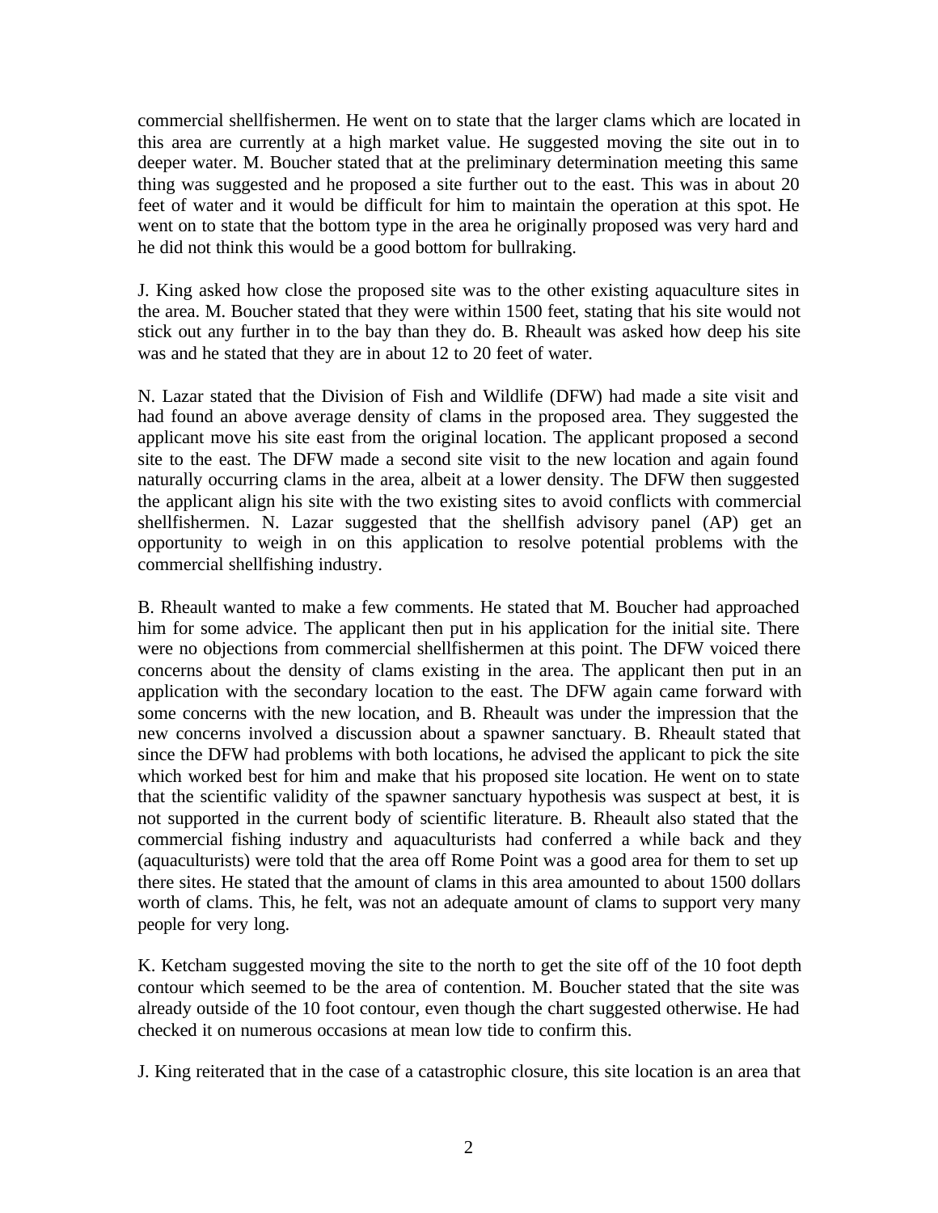commercial shellfishermen. He went on to state that the larger clams which are located in this area are currently at a high market value. He suggested moving the site out in to deeper water. M. Boucher stated that at the preliminary determination meeting this same thing was suggested and he proposed a site further out to the east. This was in about 20 feet of water and it would be difficult for him to maintain the operation at this spot. He went on to state that the bottom type in the area he originally proposed was very hard and he did not think this would be a good bottom for bullraking.

J. King asked how close the proposed site was to the other existing aquaculture sites in the area. M. Boucher stated that they were within 1500 feet, stating that his site would not stick out any further in to the bay than they do. B. Rheault was asked how deep his site was and he stated that they are in about 12 to 20 feet of water.

N. Lazar stated that the Division of Fish and Wildlife (DFW) had made a site visit and had found an above average density of clams in the proposed area. They suggested the applicant move his site east from the original location. The applicant proposed a second site to the east. The DFW made a second site visit to the new location and again found naturally occurring clams in the area, albeit at a lower density. The DFW then suggested the applicant align his site with the two existing sites to avoid conflicts with commercial shellfishermen. N. Lazar suggested that the shellfish advisory panel (AP) get an opportunity to weigh in on this application to resolve potential problems with the commercial shellfishing industry.

B. Rheault wanted to make a few comments. He stated that M. Boucher had approached him for some advice. The applicant then put in his application for the initial site. There were no objections from commercial shellfishermen at this point. The DFW voiced there concerns about the density of clams existing in the area. The applicant then put in an application with the secondary location to the east. The DFW again came forward with some concerns with the new location, and B. Rheault was under the impression that the new concerns involved a discussion about a spawner sanctuary. B. Rheault stated that since the DFW had problems with both locations, he advised the applicant to pick the site which worked best for him and make that his proposed site location. He went on to state that the scientific validity of the spawner sanctuary hypothesis was suspect at best, it is not supported in the current body of scientific literature. B. Rheault also stated that the commercial fishing industry and aquaculturists had conferred a while back and they (aquaculturists) were told that the area off Rome Point was a good area for them to set up there sites. He stated that the amount of clams in this area amounted to about 1500 dollars worth of clams. This, he felt, was not an adequate amount of clams to support very many people for very long.

K. Ketcham suggested moving the site to the north to get the site off of the 10 foot depth contour which seemed to be the area of contention. M. Boucher stated that the site was already outside of the 10 foot contour, even though the chart suggested otherwise. He had checked it on numerous occasions at mean low tide to confirm this.

J. King reiterated that in the case of a catastrophic closure, this site location is an area that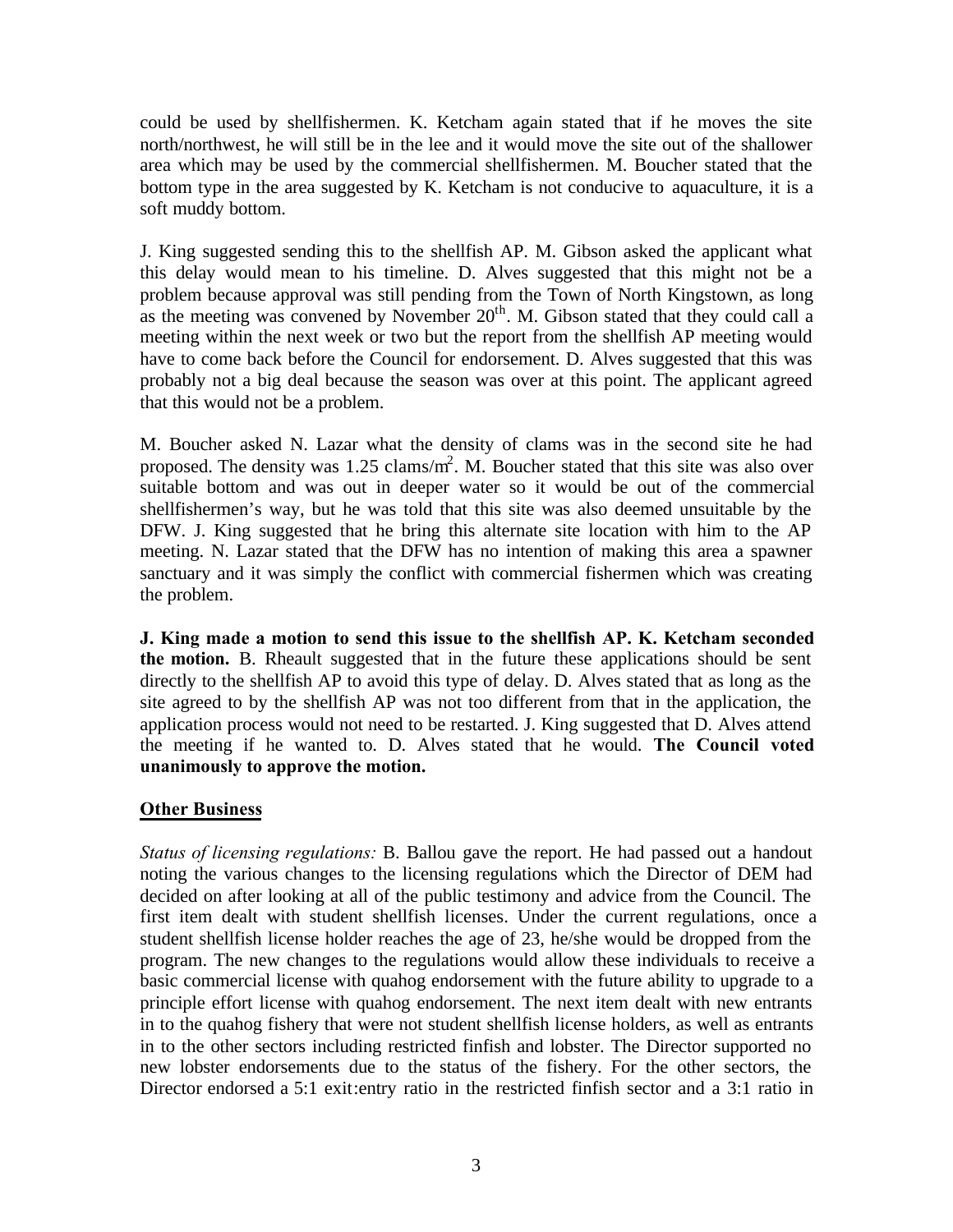could be used by shellfishermen. K. Ketcham again stated that if he moves the site north/northwest, he will still be in the lee and it would move the site out of the shallower area which may be used by the commercial shellfishermen. M. Boucher stated that the bottom type in the area suggested by K. Ketcham is not conducive to aquaculture, it is a soft muddy bottom.

J. King suggested sending this to the shellfish AP. M. Gibson asked the applicant what this delay would mean to his timeline. D. Alves suggested that this might not be a problem because approval was still pending from the Town of North Kingstown, as long as the meeting was convened by November 20th. M. Gibson stated that they could call a meeting within the next week or two but the report from the shellfish AP meeting would have to come back before the Council for endorsement. D. Alves suggested that this was probably not a big deal because the season was over at this point. The applicant agreed that this would not be a problem.

M. Boucher asked N. Lazar what the density of clams was in the second site he had proposed. The density was 1.25 clams/$m^2$. M. Boucher stated that this site was also over suitable bottom and was out in deeper water so it would be out of the commercial shellfishermen's way, but he was told that this site was also deemed unsuitable by the DFW. J. King suggested that he bring this alternate site location with him to the AP meeting. N. Lazar stated that the DFW has no intention of making this area a spawner sanctuary and it was simply the conflict with commercial fishermen which was creating the problem.

**J. King made a motion to send this issue to the shellfish AP. K. Ketcham seconded the motion.** B. Rheault suggested that in the future these applications should be sent directly to the shellfish AP to avoid this type of delay. D. Alves stated that as long as the site agreed to by the shellfish AP was not too different from that in the application, the application process would not need to be restarted. J. King suggested that D. Alves attend the meeting if he wanted to. D. Alves stated that he would. **The Council voted unanimously to approve the motion.**

## Other Business

*Status of licensing regulations:* B. Ballou gave the report. He had passed out a handout noting the various changes to the licensing regulations which the Director of DEM had decided on after looking at all of the public testimony and advice from the Council. The first item dealt with student shellfish licenses. Under the current regulations, once a student shellfish license holder reaches the age of 23, he/she would be dropped from the program. The new changes to the regulations would allow these individuals to receive a basic commercial license with quahog endorsement with the future ability to upgrade to a principle effort license with quahog endorsement. The next item dealt with new entrants in to the quahog fishery that were not student shellfish license holders, as well as entrants in to the other sectors including restricted finfish and lobster. The Director supported no new lobster endorsements due to the status of the fishery. For the other sectors, the Director endorsed a 5:1 exit:entry ratio in the restricted finfish sector and a 3:1 ratio in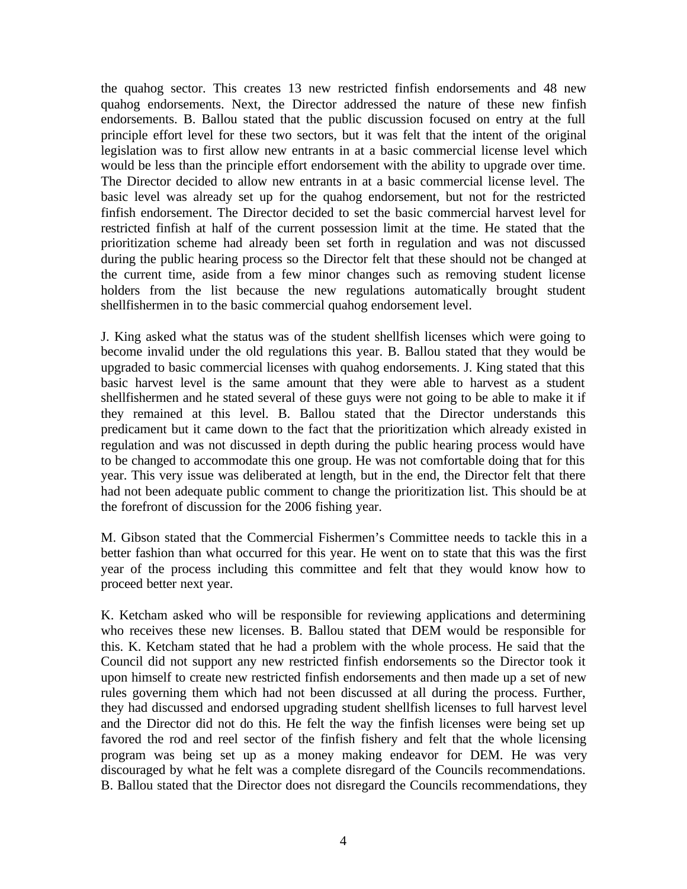the quahog sector. This creates 13 new restricted finfish endorsements and 48 new quahog endorsements. Next, the Director addressed the nature of these new finfish endorsements. B. Ballou stated that the public discussion focused on entry at the full principle effort level for these two sectors, but it was felt that the intent of the original legislation was to first allow new entrants in at a basic commercial license level which would be less than the principle effort endorsement with the ability to upgrade over time. The Director decided to allow new entrants in at a basic commercial license level. The basic level was already set up for the quahog endorsement, but not for the restricted finfish endorsement. The Director decided to set the basic commercial harvest level for restricted finfish at half of the current possession limit at the time. He stated that the prioritization scheme had already been set forth in regulation and was not discussed during the public hearing process so the Director felt that these should not be changed at the current time, aside from a few minor changes such as removing student license holders from the list because the new regulations automatically brought student shellfishermen in to the basic commercial quahog endorsement level.

J. King asked what the status was of the student shellfish licenses which were going to become invalid under the old regulations this year. B. Ballou stated that they would be upgraded to basic commercial licenses with quahog endorsements. J. King stated that this basic harvest level is the same amount that they were able to harvest as a student shellfishermen and he stated several of these guys were not going to be able to make it if they remained at this level. B. Ballou stated that the Director understands this predicament but it came down to the fact that the prioritization which already existed in regulation and was not discussed in depth during the public hearing process would have to be changed to accommodate this one group. He was not comfortable doing that for this year. This very issue was deliberated at length, but in the end, the Director felt that there had not been adequate public comment to change the prioritization list. This should be at the forefront of discussion for the 2006 fishing year.

M. Gibson stated that the Commercial Fishermen's Committee needs to tackle this in a better fashion than what occurred for this year. He went on to state that this was the first year of the process including this committee and felt that they would know how to proceed better next year.

K. Ketcham asked who will be responsible for reviewing applications and determining who receives these new licenses. B. Ballou stated that DEM would be responsible for this. K. Ketcham stated that he had a problem with the whole process. He said that the Council did not support any new restricted finfish endorsements so the Director took it upon himself to create new restricted finfish endorsements and then made up a set of new rules governing them which had not been discussed at all during the process. Further, they had discussed and endorsed upgrading student shellfish licenses to full harvest level and the Director did not do this. He felt the way the finfish licenses were being set up favored the rod and reel sector of the finfish fishery and felt that the whole licensing program was being set up as a money making endeavor for DEM. He was very discouraged by what he felt was a complete disregard of the Councils recommendations. B. Ballou stated that the Director does not disregard the Councils recommendations, they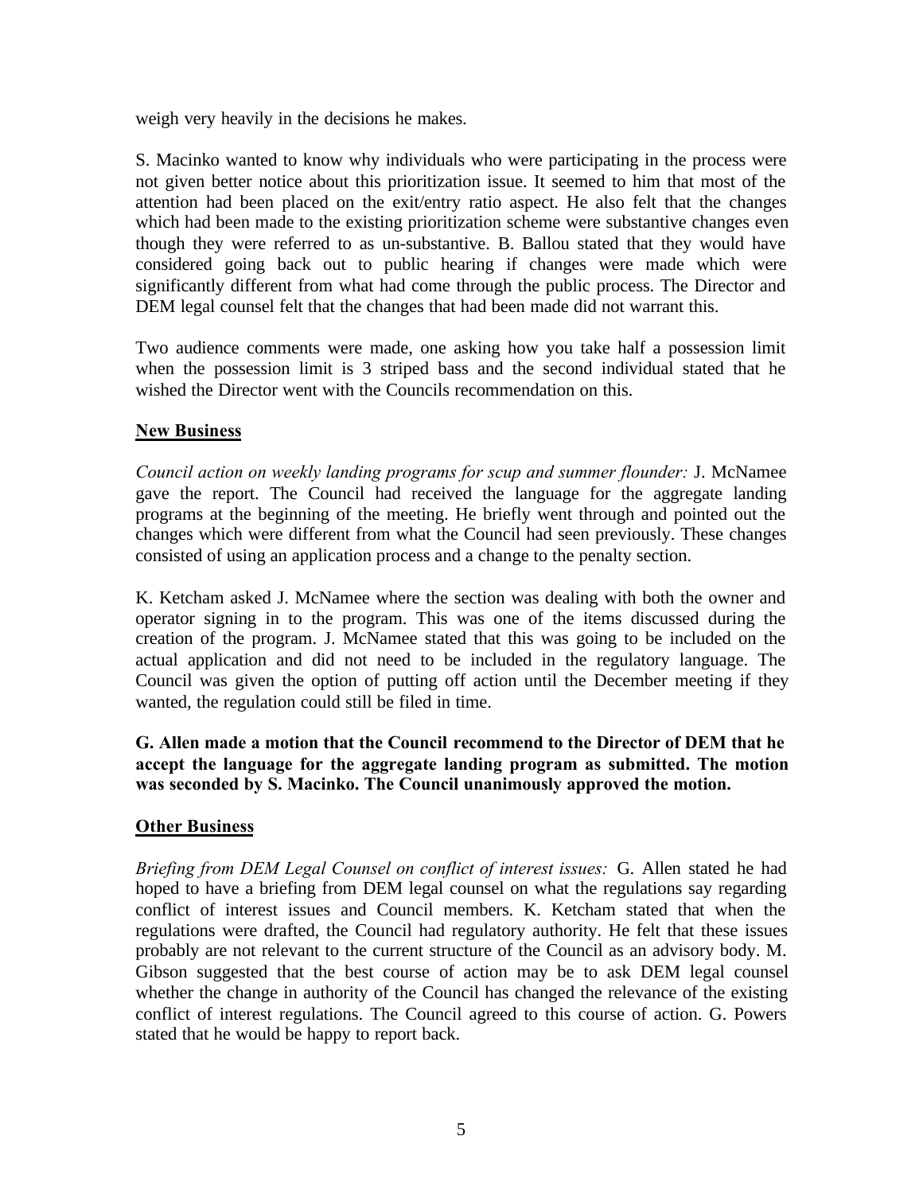weigh very heavily in the decisions he makes.

S. Macinko wanted to know why individuals who were participating in the process were not given better notice about this prioritization issue. It seemed to him that most of the attention had been placed on the exit/entry ratio aspect. He also felt that the changes which had been made to the existing prioritization scheme were substantive changes even though they were referred to as un-substantive. B. Ballou stated that they would have considered going back out to public hearing if changes were made which were significantly different from what had come through the public process. The Director and DEM legal counsel felt that the changes that had been made did not warrant this.

Two audience comments were made, one asking how you take half a possession limit when the possession limit is 3 striped bass and the second individual stated that he wished the Director went with the Councils recommendation on this.

## New Business

*Council action on weekly landing programs for scup and summer flounder:* J. McNamee gave the report. The Council had received the language for the aggregate landing programs at the beginning of the meeting. He briefly went through and pointed out the changes which were different from what the Council had seen previously. These changes consisted of using an application process and a change to the penalty section.

K. Ketcham asked J. McNamee where the section was dealing with both the owner and operator signing in to the program. This was one of the items discussed during the creation of the program. J. McNamee stated that this was going to be included on the actual application and did not need to be included in the regulatory language. The Council was given the option of putting off action until the December meeting if they wanted, the regulation could still be filed in time.

**G. Allen made a motion that the Council recommend to the Director of DEM that he accept the language for the aggregate landing program as submitted. The motion was seconded by S. Macinko. The Council unanimously approved the motion.**

## Other Business

*Briefing from DEM Legal Counsel on conflict of interest issues:* G. Allen stated he had hoped to have a briefing from DEM legal counsel on what the regulations say regarding conflict of interest issues and Council members. K. Ketcham stated that when the regulations were drafted, the Council had regulatory authority. He felt that these issues probably are not relevant to the current structure of the Council as an advisory body. M. Gibson suggested that the best course of action may be to ask DEM legal counsel whether the change in authority of the Council has changed the relevance of the existing conflict of interest regulations. The Council agreed to this course of action. G. Powers stated that he would be happy to report back.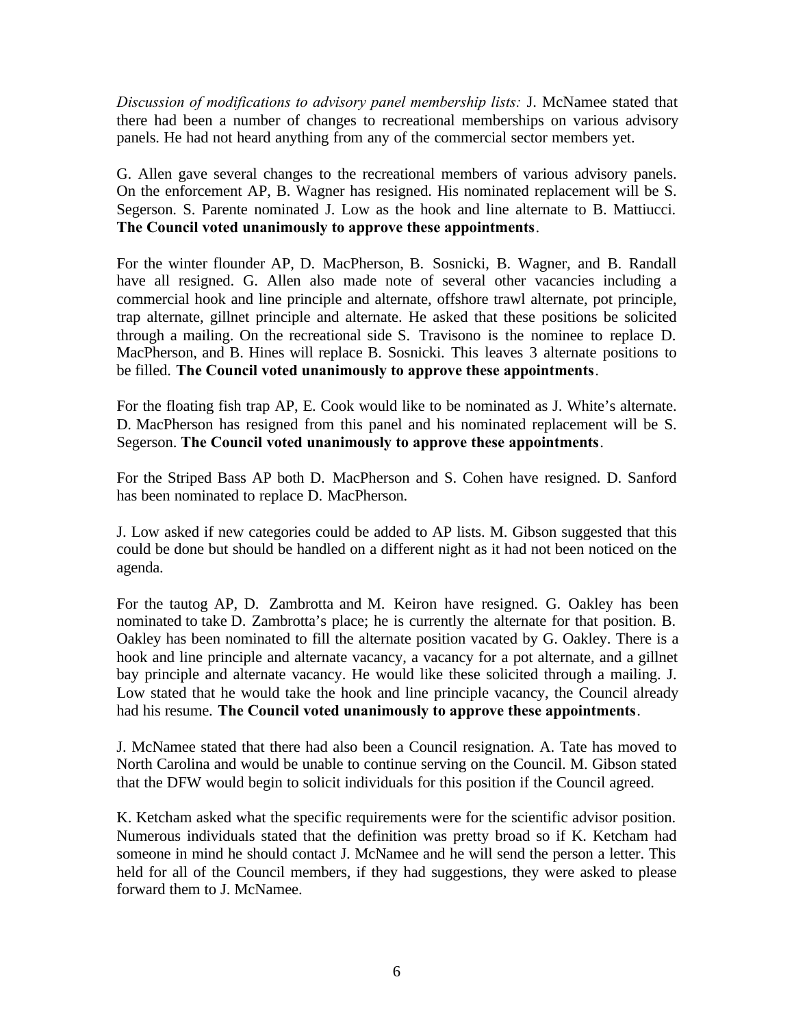*Discussion of modifications to advisory panel membership lists:* J. McNamee stated that there had been a number of changes to recreational memberships on various advisory panels. He had not heard anything from any of the commercial sector members yet.

G. Allen gave several changes to the recreational members of various advisory panels. On the enforcement AP, B. Wagner has resigned. His nominated replacement will be S. Segerson. S. Parente nominated J. Low as the hook and line alternate to B. Mattiucci. **The Council voted unanimously to approve these appointments**.

For the winter flounder AP, D. MacPherson, B. Sosnicki, B. Wagner, and B. Randall have all resigned. G. Allen also made note of several other vacancies including a commercial hook and line principle and alternate, offshore trawl alternate, pot principle, trap alternate, gillnet principle and alternate. He asked that these positions be solicited through a mailing. On the recreational side S. Travisono is the nominee to replace D. MacPherson, and B. Hines will replace B. Sosnicki. This leaves 3 alternate positions to be filled. **The Council voted unanimously to approve these appointments**.

For the floating fish trap AP, E. Cook would like to be nominated as J. White's alternate. D. MacPherson has resigned from this panel and his nominated replacement will be S. Segerson. **The Council voted unanimously to approve these appointments**.

For the Striped Bass AP both D. MacPherson and S. Cohen have resigned. D. Sanford has been nominated to replace D. MacPherson.

J. Low asked if new categories could be added to AP lists. M. Gibson suggested that this could be done but should be handled on a different night as it had not been noticed on the agenda.

For the tautog AP, D. Zambrotta and M. Keiron have resigned. G. Oakley has been nominated to take D. Zambrotta's place; he is currently the alternate for that position. B. Oakley has been nominated to fill the alternate position vacated by G. Oakley. There is a hook and line principle and alternate vacancy, a vacancy for a pot alternate, and a gillnet bay principle and alternate vacancy. He would like these solicited through a mailing. J. Low stated that he would take the hook and line principle vacancy, the Council already had his resume. **The Council voted unanimously to approve these appointments**.

J. McNamee stated that there had also been a Council resignation. A. Tate has moved to North Carolina and would be unable to continue serving on the Council. M. Gibson stated that the DFW would begin to solicit individuals for this position if the Council agreed.

K. Ketcham asked what the specific requirements were for the scientific advisor position. Numerous individuals stated that the definition was pretty broad so if K. Ketcham had someone in mind he should contact J. McNamee and he will send the person a letter. This held for all of the Council members, if they had suggestions, they were asked to please forward them to J. McNamee.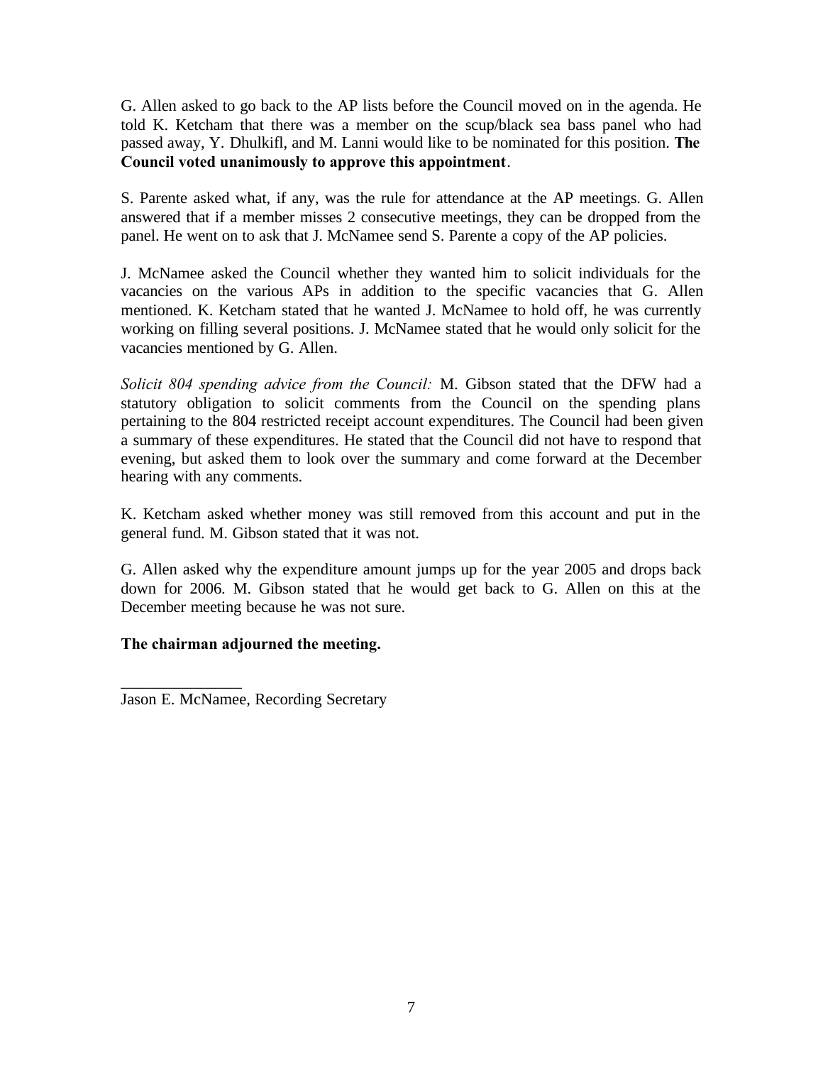G. Allen asked to go back to the AP lists before the Council moved on in the agenda. He told K. Ketcham that there was a member on the scup/black sea bass panel who had passed away, Y. Dhulkifl, and M. Lanni would like to be nominated for this position. **The Council voted unanimously to approve this appointment**.

S. Parente asked what, if any, was the rule for attendance at the AP meetings. G. Allen answered that if a member misses 2 consecutive meetings, they can be dropped from the panel. He went on to ask that J. McNamee send S. Parente a copy of the AP policies.

J. McNamee asked the Council whether they wanted him to solicit individuals for the vacancies on the various APs in addition to the specific vacancies that G. Allen mentioned. K. Ketcham stated that he wanted J. McNamee to hold off, he was currently working on filling several positions. J. McNamee stated that he would only solicit for the vacancies mentioned by G. Allen.

*Solicit 804 spending advice from the Council:* M. Gibson stated that the DFW had a statutory obligation to solicit comments from the Council on the spending plans pertaining to the 804 restricted receipt account expenditures. The Council had been given a summary of these expenditures. He stated that the Council did not have to respond that evening, but asked them to look over the summary and come forward at the December hearing with any comments.

K. Ketcham asked whether money was still removed from this account and put in the general fund. M. Gibson stated that it was not.

G. Allen asked why the expenditure amount jumps up for the year 2005 and drops back down for 2006. M. Gibson stated that he would get back to G. Allen on this at the December meeting because he was not sure.

**The chairman adjourned the meeting.**

_______________
Jason E. McNamee, Recording Secretary